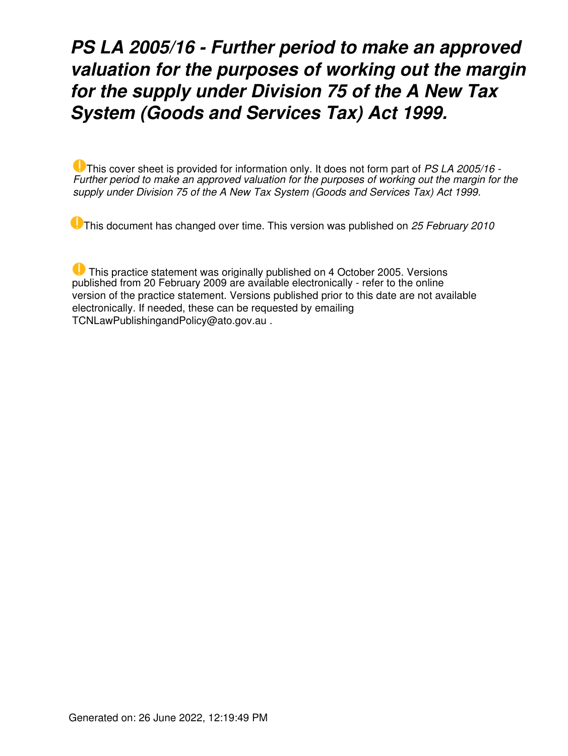# *PS LA 2005/16 - Further period to make an approved valuation for the purposes of working out the margin for the supply under Division 75 of the A New Tax System (Goods and Services Tax) Act 1999.*

This cover sheet is provided for information only. It does not form part of *PS LA 2005/16 - Further period to make an approved valuation for the purposes of working out the margin for the supply under Division 75 of the A New Tax System (Goods and Services Tax) Act 1999.*

This document has changed over time. This version was published on *25 February 2010*

This practice statement was originally published on 4 October 2005. Versions published from 20 February 2009 are available electronically - refer to the online version of the practice statement. Versions published prior to this date are not available electronically. If needed, these can be requested by emailing TCNLawPublishingandPolicy@ato.gov.au .

Generated on: 26 June 2022, 12:19:49 PM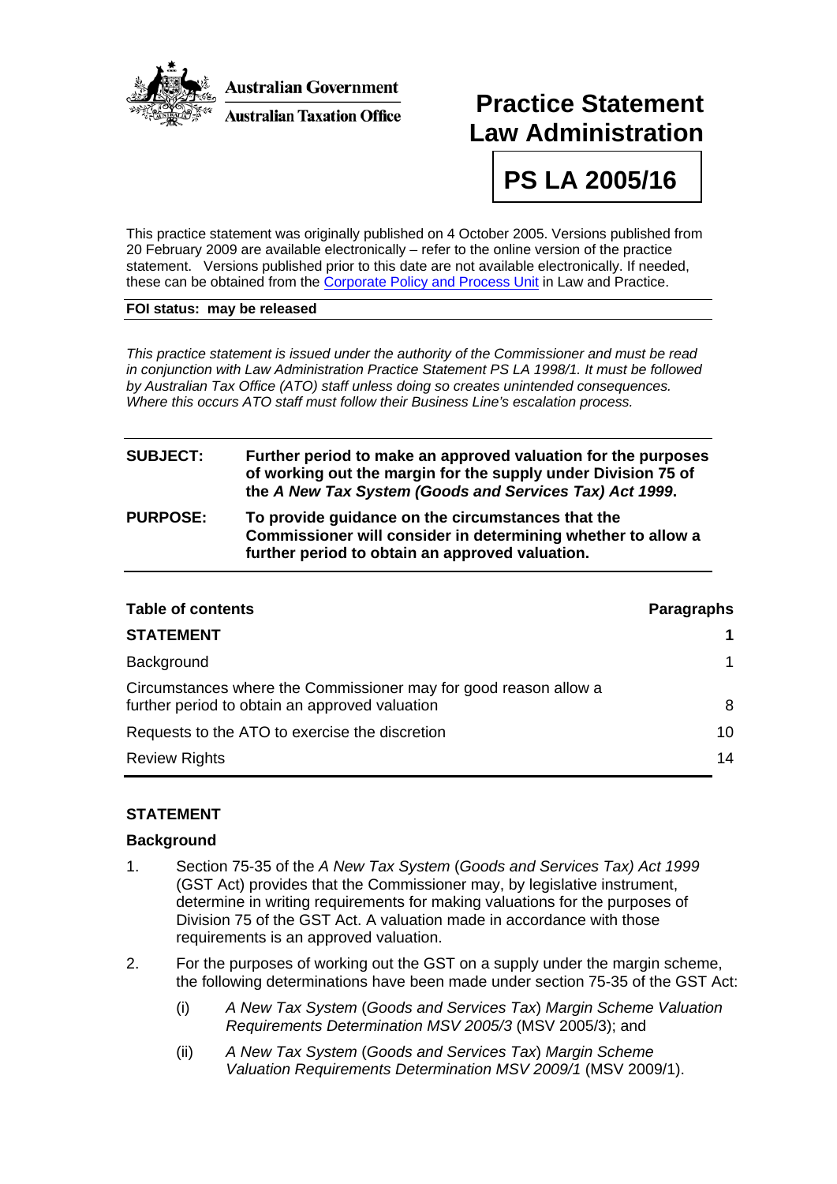Australian Government

Australian Taxation Office

# Practice Statement Law Administration

# PS LA 2005/16

This practice statement was originally published on 4 October 2005. Versions published from 20 February 2009 are available electronically – refer to the online version of the practice statement. Versions published prior to this date are not available electronically. If needed, these can be obtained from the Corporate Policy and Process Unit in Law and Practice.

**FOI status: may be released**

*This practice statement is issued under the authority of the Commissioner and must be read in conjunction with Law Administration Practice Statement PS LA 1998/1. It must be followed by Australian Tax Office (ATO) staff unless doing so creates unintended consequences. Where this occurs ATO staff must follow their Business Line's escalation process.*

| | |
|---|---|
| **SUBJECT:** | **Further period to make an approved valuation for the purposes of working out the margin for the supply under Division 75 of the *A New Tax System (Goods and Services Tax) Act 1999*.** |
| **PURPOSE:** | **To provide guidance on the circumstances that the Commissioner will consider in determining whether to allow a further period to obtain an approved valuation.** |

| **Table of contents** | **Paragraphs** |
|---|---|
| **STATEMENT** | **1** |
| Background | 1 |
| Circumstances where the Commissioner may for good reason allow a further period to obtain an approved valuation | 8 |
| Requests to the ATO to exercise the discretion | 10 |
| Review Rights | 14 |

## STATEMENT

### Background

1. Section 75-35 of the *A New Tax System* (*Goods and Services Tax) Act 1999* (GST Act) provides that the Commissioner may, by legislative instrument, determine in writing requirements for making valuations for the purposes of Division 75 of the GST Act. A valuation made in accordance with those requirements is an approved valuation.

2. For the purposes of working out the GST on a supply under the margin scheme, the following determinations have been made under section 75-35 of the GST Act:

    (i) *A New Tax System* (*Goods and Services Tax*) *Margin Scheme Valuation Requirements Determination MSV 2005/3* (MSV 2005/3); and

    (ii) *A New Tax System* (*Goods and Services Tax*) *Margin Scheme Valuation Requirements Determination MSV 2009/1* (MSV 2009/1).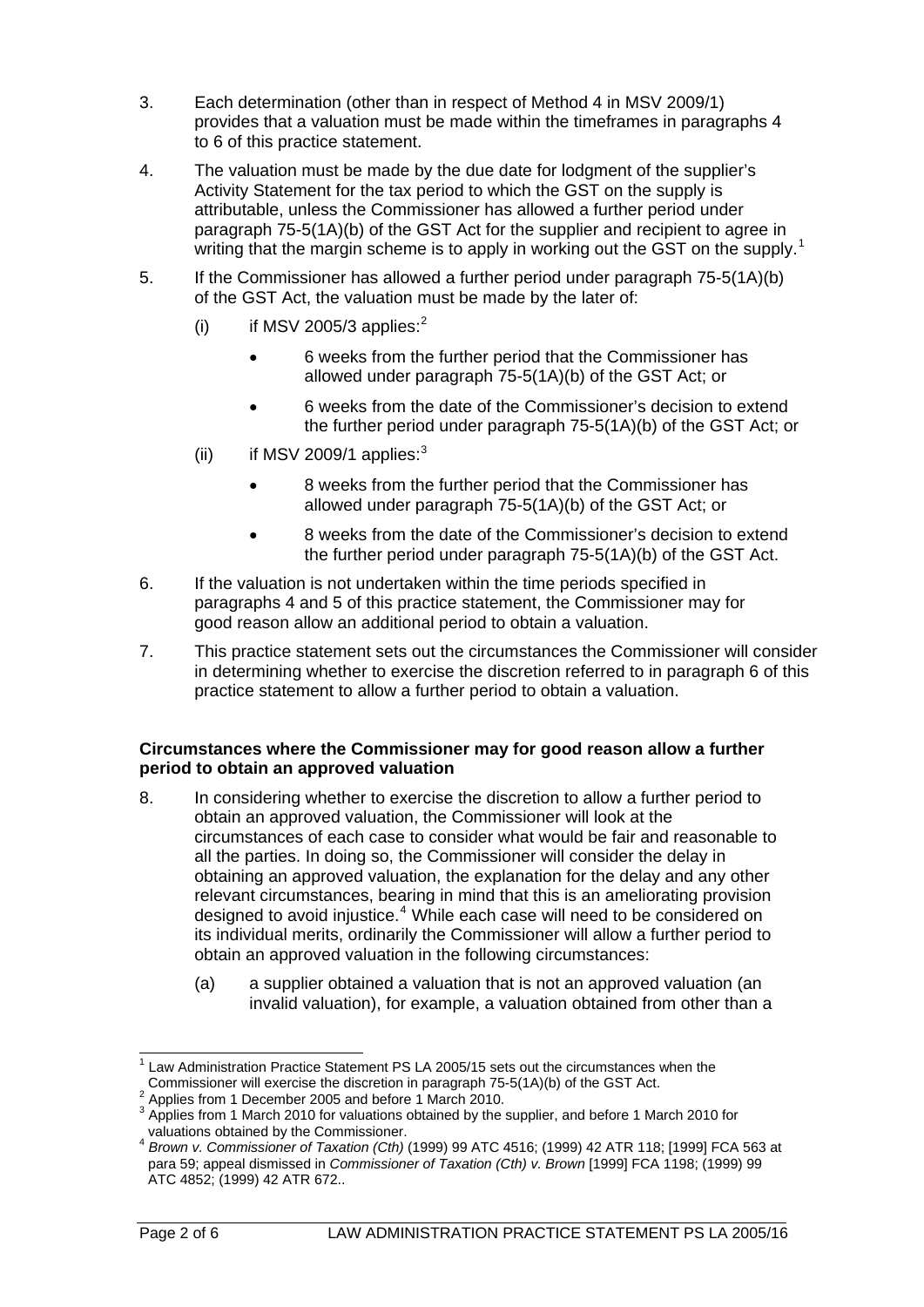3. Each determination (other than in respect of Method 4 in MSV 2009/1) provides that a valuation must be made within the timeframes in paragraphs 4 to 6 of this practice statement.

4. The valuation must be made by the due date for lodgment of the supplier's Activity Statement for the tax period to which the GST on the supply is attributable, unless the Commissioner has allowed a further period under paragraph 75-5(1A)(b) of the GST Act for the supplier and recipient to agree in writing that the margin scheme is to apply in working out the GST on the supply.[1]

5. If the Commissioner has allowed a further period under paragraph 75-5(1A)(b) of the GST Act, the valuation must be made by the later of:

   (i) if MSV 2005/3 applies:[2]

   - 6 weeks from the further period that the Commissioner has allowed under paragraph 75-5(1A)(b) of the GST Act; or
   - 6 weeks from the date of the Commissioner's decision to extend the further period under paragraph 75-5(1A)(b) of the GST Act; or

   (ii) if MSV 2009/1 applies:[3]

   - 8 weeks from the further period that the Commissioner has allowed under paragraph 75-5(1A)(b) of the GST Act; or
   - 8 weeks from the date of the Commissioner's decision to extend the further period under paragraph 75-5(1A)(b) of the GST Act.

6. If the valuation is not undertaken within the time periods specified in paragraphs 4 and 5 of this practice statement, the Commissioner may for good reason allow an additional period to obtain a valuation.

7. This practice statement sets out the circumstances the Commissioner will consider in determining whether to exercise the discretion referred to in paragraph 6 of this practice statement to allow a further period to obtain a valuation.

**Circumstances where the Commissioner may for good reason allow a further period to obtain an approved valuation**

8. In considering whether to exercise the discretion to allow a further period to obtain an approved valuation, the Commissioner will look at the circumstances of each case to consider what would be fair and reasonable to all the parties. In doing so, the Commissioner will consider the delay in obtaining an approved valuation, the explanation for the delay and any other relevant circumstances, bearing in mind that this is an ameliorating provision designed to avoid injustice.[4] While each case will need to be considered on its individual merits, ordinarily the Commissioner will allow a further period to obtain an approved valuation in the following circumstances:

   (a) a supplier obtained a valuation that is not an approved valuation (an invalid valuation), for example, a valuation obtained from other than a

---

[1] Law Administration Practice Statement PS LA 2005/15 sets out the circumstances when the Commissioner will exercise the discretion in paragraph 75-5(1A)(b) of the GST Act.

[2] Applies from 1 December 2005 and before 1 March 2010.

[3] Applies from 1 March 2010 for valuations obtained by the supplier, and before 1 March 2010 for valuations obtained by the Commissioner.

[4] *Brown v. Commissioner of Taxation (Cth)* (1999) 99 ATC 4516; (1999) 42 ATR 118; [1999] FCA 563 at para 59; appeal dismissed in *Commissioner of Taxation (Cth) v. Brown* [1999] FCA 1198; (1999) 99 ATC 4852; (1999) 42 ATR 672..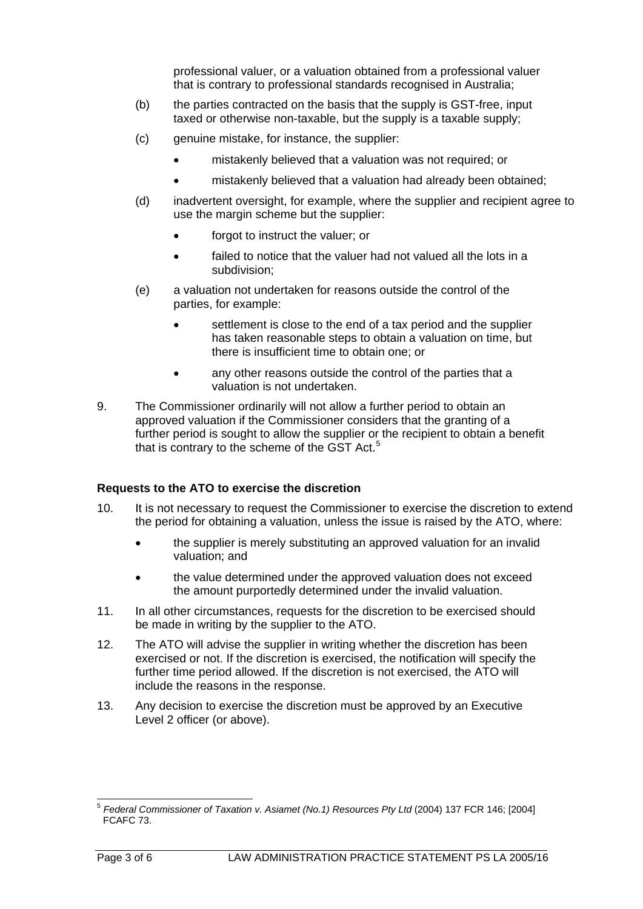professional valuer, or a valuation obtained from a professional valuer that is contrary to professional standards recognised in Australia;

(b) the parties contracted on the basis that the supply is GST-free, input taxed or otherwise non-taxable, but the supply is a taxable supply;

(c) genuine mistake, for instance, the supplier:

- mistakenly believed that a valuation was not required; or
- mistakenly believed that a valuation had already been obtained;

(d) inadvertent oversight, for example, where the supplier and recipient agree to use the margin scheme but the supplier:

- forgot to instruct the valuer; or
- failed to notice that the valuer had not valued all the lots in a subdivision;

(e) a valuation not undertaken for reasons outside the control of the parties, for example:

- settlement is close to the end of a tax period and the supplier has taken reasonable steps to obtain a valuation on time, but there is insufficient time to obtain one; or
- any other reasons outside the control of the parties that a valuation is not undertaken.

9. The Commissioner ordinarily will not allow a further period to obtain an approved valuation if the Commissioner considers that the granting of a further period is sought to allow the supplier or the recipient to obtain a benefit that is contrary to the scheme of the GST Act.[5]

### Requests to the ATO to exercise the discretion

10. It is not necessary to request the Commissioner to exercise the discretion to extend the period for obtaining a valuation, unless the issue is raised by the ATO, where:

- the supplier is merely substituting an approved valuation for an invalid valuation; and
- the value determined under the approved valuation does not exceed the amount purportedly determined under the invalid valuation.

11. In all other circumstances, requests for the discretion to be exercised should be made in writing by the supplier to the ATO.

12. The ATO will advise the supplier in writing whether the discretion has been exercised or not. If the discretion is exercised, the notification will specify the further time period allowed. If the discretion is not exercised, the ATO will include the reasons in the response.

13. Any decision to exercise the discretion must be approved by an Executive Level 2 officer (or above).

---

[5] *Federal Commissioner of Taxation v. Asiamet (No.1) Resources Pty Ltd* (2004) 137 FCR 146; [2004] FCAFC 73.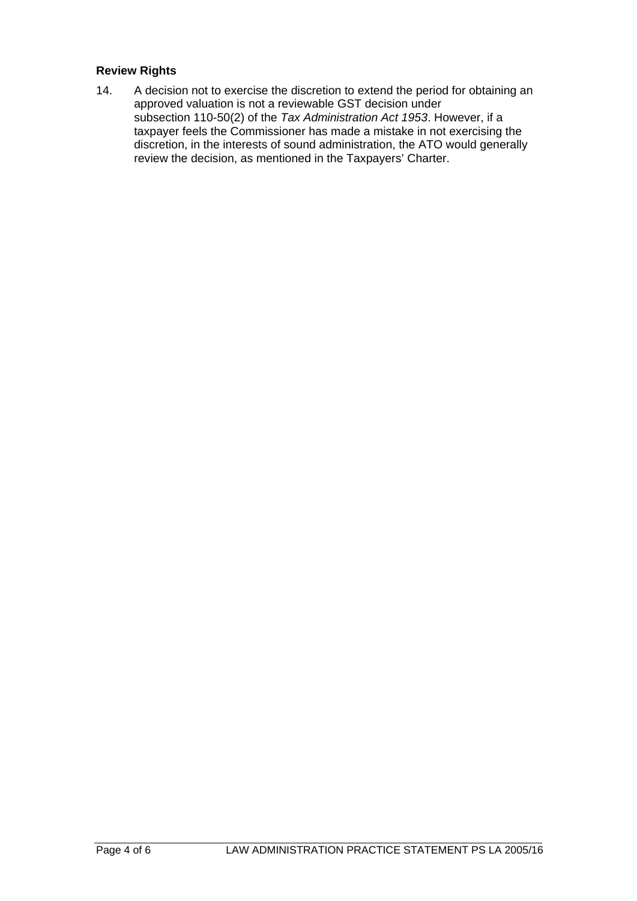**Review Rights**

14. A decision not to exercise the discretion to extend the period for obtaining an approved valuation is not a reviewable GST decision under subsection 110-50(2) of the *Tax Administration Act 1953*. However, if a taxpayer feels the Commissioner has made a mistake in not exercising the discretion, in the interests of sound administration, the ATO would generally review the decision, as mentioned in the Taxpayers' Charter.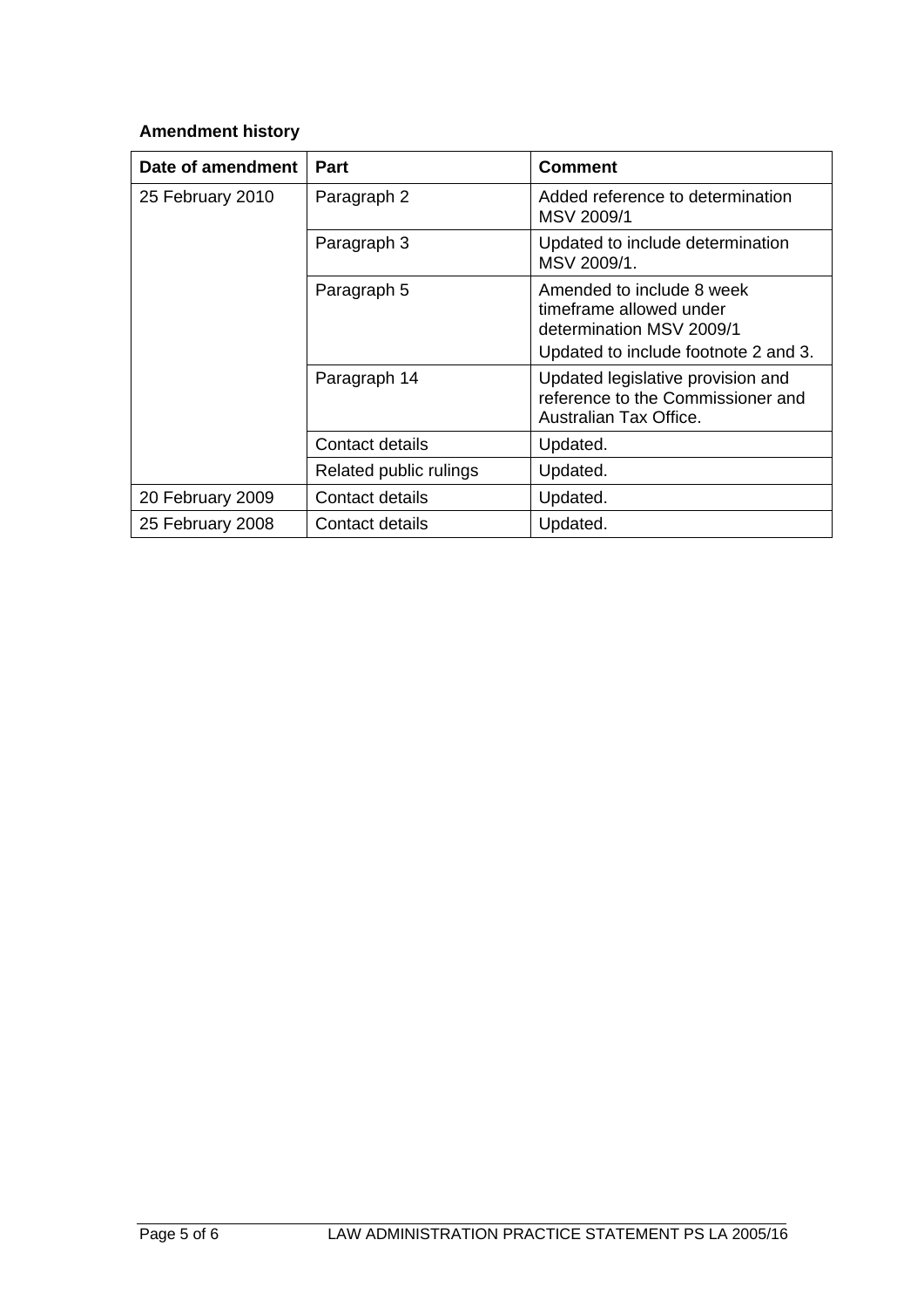**Amendment history**

| Date of amendment | Part | Comment |
|---|---|---|
| 25 February 2010 | Paragraph 2 | Added reference to determination MSV 2009/1 |
| | Paragraph 3 | Updated to include determination MSV 2009/1. |
| | Paragraph 5 | Amended to include 8 week timeframe allowed under determination MSV 2009/1<br>Updated to include footnote 2 and 3. |
| | Paragraph 14 | Updated legislative provision and reference to the Commissioner and Australian Tax Office. |
| | Contact details | Updated. |
| | Related public rulings | Updated. |
| 20 February 2009 | Contact details | Updated. |
| 25 February 2008 | Contact details | Updated. |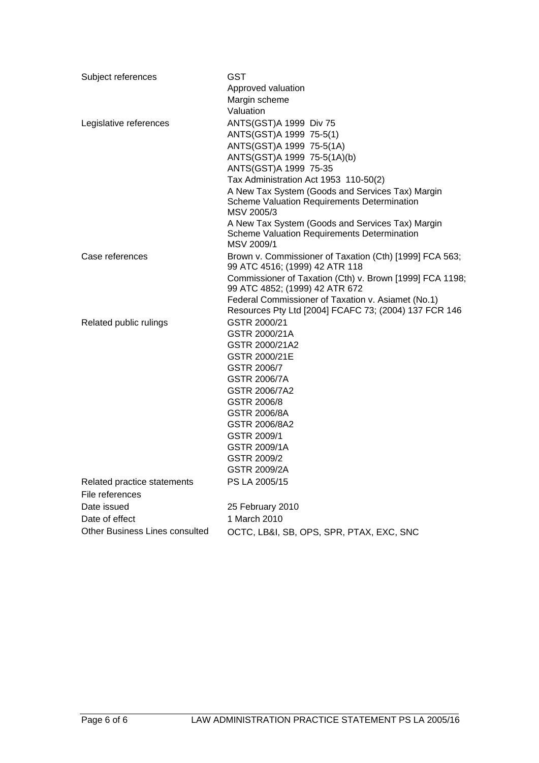| | |
|---|---|
| Subject references | GST<br>Approved valuation<br>Margin scheme<br>Valuation |
| Legislative references | ANTS(GST)A 1999 Div 75<br>ANTS(GST)A 1999 75-5(1)<br>ANTS(GST)A 1999 75-5(1A)<br>ANTS(GST)A 1999 75-5(1A)(b)<br>ANTS(GST)A 1999 75-35<br>Tax Administration Act 1953 110-50(2)<br>A New Tax System (Goods and Services Tax) Margin Scheme Valuation Requirements Determination MSV 2005/3<br>A New Tax System (Goods and Services Tax) Margin Scheme Valuation Requirements Determination MSV 2009/1 |
| Case references | Brown v. Commissioner of Taxation (Cth) [1999] FCA 563; 99 ATC 4516; (1999) 42 ATR 118<br>Commissioner of Taxation (Cth) v. Brown [1999] FCA 1198; 99 ATC 4852; (1999) 42 ATR 672<br>Federal Commissioner of Taxation v. Asiamet (No.1) Resources Pty Ltd [2004] FCAFC 73; (2004) 137 FCR 146 |
| Related public rulings | GSTR 2000/21<br>GSTR 2000/21A<br>GSTR 2000/21A2<br>GSTR 2000/21E<br>GSTR 2006/7<br>GSTR 2006/7A<br>GSTR 2006/7A2<br>GSTR 2006/8<br>GSTR 2006/8A<br>GSTR 2006/8A2<br>GSTR 2009/1<br>GSTR 2009/1A<br>GSTR 2009/2<br>GSTR 2009/2A |
| Related practice statements | PS LA 2005/15 |
| File references | |
| Date issued | 25 February 2010 |
| Date of effect | 1 March 2010 |
| Other Business Lines consulted | OCTC, LB&I, SB, OPS, SPR, PTAX, EXC, SNC |